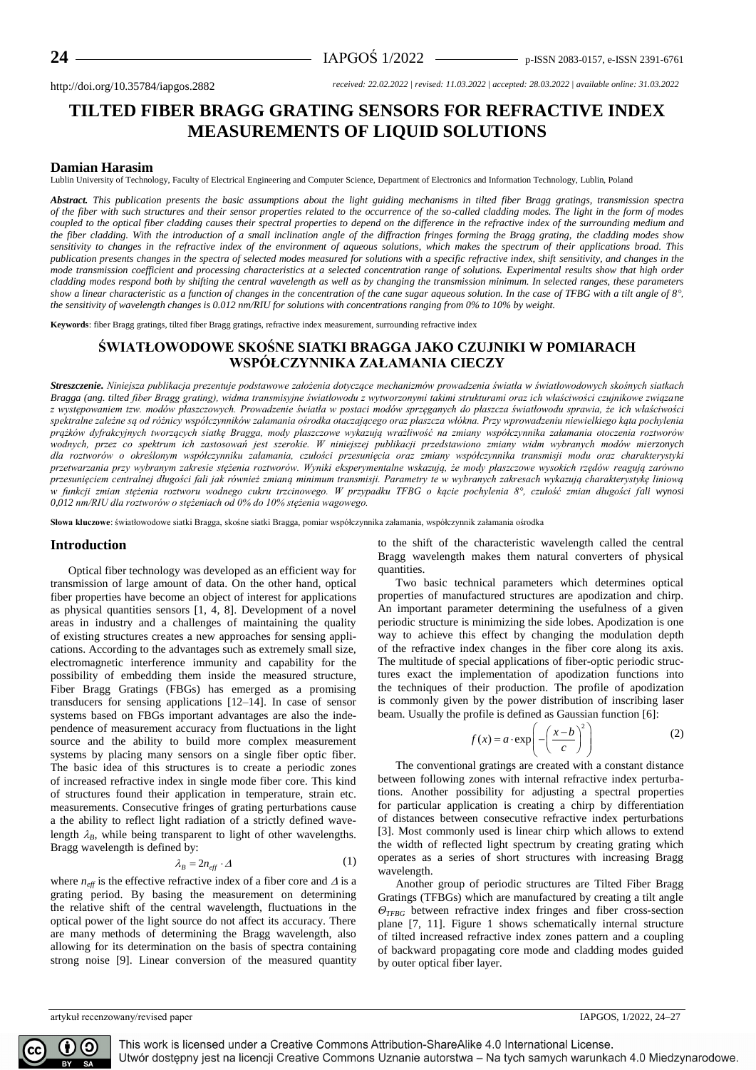http://doi.org/10.35784/iapgos.2882

*received: 22.02.2022 | revised: 11.03.2022 | accepted: 28.03.2022 | available online: 31.03.2022*

# TILTED FIBER BRAGG GRATING SENSORS FOR REFRACTIVE INDEX MEASUREMENTS OF LIQUID SOLUTIONS

**Damian Harasim**

Lublin University of Technology, Faculty of Electrical Engineering and Computer Science, Department of Electronics and Information Technology, Lublin, Poland

***Abstract.*** *This publication presents the basic assumptions about the light guiding mechanisms in tilted fiber Bragg gratings, transmission spectra of the fiber with such structures and their sensor properties related to the occurrence of the so-called cladding modes. The light in the form of modes coupled to the optical fiber cladding causes their spectral properties to depend on the difference in the refractive index of the surrounding medium and the fiber cladding. With the introduction of a small inclination angle of the diffraction fringes forming the Bragg grating, the cladding modes show sensitivity to changes in the refractive index of the environment of aqueous solutions, which makes the spectrum of their applications broad. This publication presents changes in the spectra of selected modes measured for solutions with a specific refractive index, shift sensitivity, and changes in the mode transmission coefficient and processing characteristics at a selected concentration range of solutions. Experimental results show that high order cladding modes respond both by shifting the central wavelength as well as by changing the transmission minimum. In selected ranges, these parameters show a linear characteristic as a function of changes in the concentration of the cane sugar aqueous solution. In the case of TFBG with a tilt angle of 8°, the sensitivity of wavelength changes is 0.012 nm/RIU for solutions with concentrations ranging from 0% to 10% by weight.*

**Keywords**: fiber Bragg gratings, tilted fiber Bragg gratings, refractive index measurement, surrounding refractive index

## ŚWIATŁOWODOWE SKOŚNE SIATKI BRAGGA JAKO CZUJNIKI W POMIARACH WSPÓŁCZYNNIKA ZAŁAMANIA CIECZY

***Streszczenie.*** *Niniejsza publikacja prezentuje podstawowe założenia dotyczące mechanizmów prowadzenia światła w światłowodowych skośnych siatkach Bragga (ang. tilted fiber Bragg grating), widma transmisyjne światłowodu z wytworzonymi takimi strukturami oraz ich właściwości czujnikowe związane z występowaniem tzw. modów płaszczowych. Prowadzenie światła w postaci modów sprzęganych do płaszcza światłowodu sprawia, że ich właściwości spektralne zależne są od różnicy współczynników załamania ośrodka otaczającego oraz płaszcza włókna. Przy wprowadzeniu niewielkiego kąta pochylenia prążków dyfrakcyjnych tworzących siatkę Bragga, mody płaszczowe wykazują wrażliwość na zmiany współczynnika załamania otoczenia roztworów wodnych, przez co spektrum ich zastosowań jest szerokie. W niniejszej publikacji przedstawiono zmiany widm wybranych modów mierzonych dla roztworów o określonym współczynniku załamania, czułości przesunięcia oraz zmiany współczynnika transmisji modu oraz charakterystyki przetwarzania przy wybranym zakresie stężenia roztworów. Wyniki eksperymentalne wskazują, że mody płaszczowe wysokich rzędów reagują zarówno przesunięciem centralnej długości fali jak również zmianą minimum transmisji. Parametry te w wybranych zakresach wykazują charakterystykę liniową w funkcji zmian stężenia roztworu wodnego cukru trzcinowego. W przypadku TFBG o kącie pochylenia 8°, czułość zmian długości fali wynosi 0,012 nm/RIU dla roztworów o stężeniach od 0% do 10% stężenia wagowego.*

**Słowa kluczowe**: światłowodowe siatki Bragga, skośne siatki Bragga, pomiar współczynnika załamania, współczynnik załamania ośrodka

## Introduction

Optical fiber technology was developed as an efficient way for transmission of large amount of data. On the other hand, optical fiber properties have become an object of interest for applications as physical quantities sensors [1, 4, 8]. Development of a novel areas in industry and a challenges of maintaining the quality of existing structures creates a new approaches for sensing applications. According to the advantages such as extremely small size, electromagnetic interference immunity and capability for the possibility of embedding them inside the measured structure, Fiber Bragg Gratings (FBGs) has emerged as a promising transducers for sensing applications [12–14]. In case of sensor systems based on FBGs important advantages are also the independence of measurement accuracy from fluctuations in the light source and the ability to build more complex measurement systems by placing many sensors on a single fiber optic fiber. The basic idea of this structures is to create a periodic zones of increased refractive index in single mode fiber core. This kind of structures found their application in temperature, strain etc. measurements. Consecutive fringes of grating perturbations cause a the ability to reflect light radiation of a strictly defined wavelength $\lambda_B$, while being transparent to light of other wavelengths. Bragg wavelength is defined by:

$$\lambda_B = 2n_{eff} \cdot \Delta \tag{1}$$

where $n_{eff}$ is the effective refractive index of a fiber core and $\Delta$ is a grating period. By basing the measurement on determining the relative shift of the central wavelength, fluctuations in the optical power of the light source do not affect its accuracy. There are many methods of determining the Bragg wavelength, also allowing for its determination on the basis of spectra containing strong noise [9]. Linear conversion of the measured quantity to the shift of the characteristic wavelength called the central Bragg wavelength makes them natural converters of physical quantities.

Two basic technical parameters which determines optical properties of manufactured structures are apodization and chirp. An important parameter determining the usefulness of a given periodic structure is minimizing the side lobes. Apodization is one way to achieve this effect by changing the modulation depth of the refractive index changes in the fiber core along its axis. The multitude of special applications of fiber-optic periodic structures exact the implementation of apodization functions into the techniques of their production. The profile of apodization is commonly given by the power distribution of inscribing laser beam. Usually the profile is defined as Gaussian function [6]:

$$f(x) = a \cdot \exp\left(-\left(\frac{x-b}{c}\right)^2\right) \tag{2}$$

The conventional gratings are created with a constant distance between following zones with internal refractive index perturbations. Another possibility for adjusting a spectral properties for particular application is creating a chirp by differentiation of distances between consecutive refractive index perturbations [3]. Most commonly used is linear chirp which allows to extend the width of reflected light spectrum by creating grating which operates as a series of short structures with increasing Bragg wavelength.

Another group of periodic structures are Tilted Fiber Bragg Gratings (TFBGs) which are manufactured by creating a tilt angle $\Theta_{TFBG}$ between refractive index fringes and fiber cross-section plane [7, 11]. Figure 1 shows schematically internal structure of tilted increased refractive index zones pattern and a coupling of backward propagating core mode and cladding modes guided by outer optical fiber layer.

artykuł recenzowany/revised paper

This work is licensed under a Creative Commons Attribution-ShareAlike 4.0 International License.
Utwór dostępny jest na licencji Creative Commons Uznanie autorstwa – Na tych samych warunkach 4.0 Miedzynarodowe.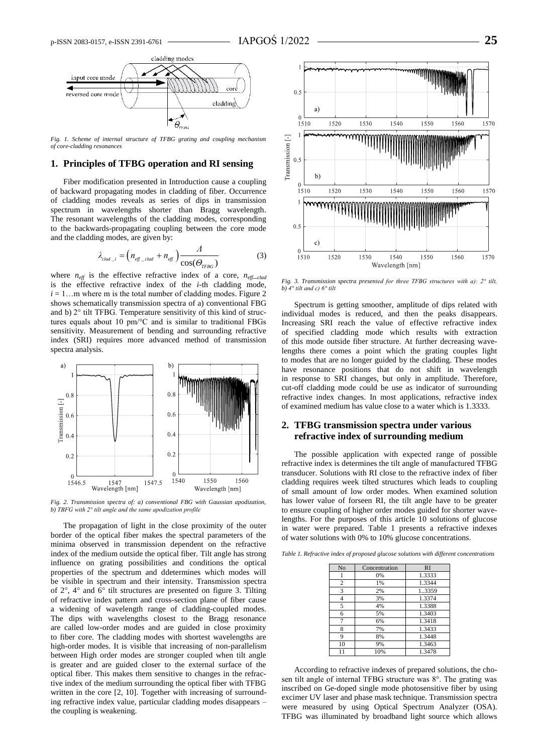*Fig. 1. Scheme of internal structure of TFBG grating and coupling mechanism of core-cladding resonances*

## 1. Principles of TFBG operation and RI sensing

Fiber modification presented in Introduction cause a coupling of backward propagating modes in cladding of fiber. Occurrence of cladding modes reveals as series of dips in transmission spectrum in wavelengths shorter than Bragg wavelength. The resonant wavelengths of the cladding modes, corresponding to the backwards-propagating coupling between the core mode and the cladding modes, are given by:

$$\lambda_{clad\_i} = \left(n_{eff\_clad} + n_{eff}\right)\frac{\Lambda}{\cos(\Theta_{TFBG})} \tag{3}$$

where $n_{eff}$ is the effective refractive index of a core, $n_{eff\_clad}$ is the effective refractive index of the $i$-th cladding mode, $i = 1\ldots m$ where m is the total number of cladding modes. Figure 2 shows schematically transmission spectra of a) conventional FBG and b) 2° tilt TFBG. Temperature sensitivity of this kind of structures equals about 10 pm/°C and is similar to traditional FBGs sensitivity. Measurement of bending and surrounding refractive index (SRI) requires more advanced method of transmission spectra analysis.

*Fig. 2. Transmission spectra of: a) conventional FBG with Gaussian apodization, b) TBFG with 2° tilt angle and the same apodization profile*

The propagation of light in the close proximity of the outer border of the optical fiber makes the spectral parameters of the minima observed in transmission dependent on the refractive index of the medium outside the optical fiber. Tilt angle has strong influence on grating possibilities and conditions the optical properties of the spectrum and ddetermines which modes will be visible in spectrum and their intensity. Transmission spectra of 2°, 4° and 6° tilt structures are presented on figure 3. Tilting of refractive index pattern and cross-section plane of fiber cause a widening of wavelength range of cladding-coupled modes. The dips with wavelengths closest to the Bragg resonance are called low-order modes and are guided in close proximity to fiber core. The cladding modes with shortest wavelengths are high-order modes. It is visible that increasing of non-parallelism between High order modes are stronger coupled when tilt angle is greater and are guided closer to the external surface of the optical fiber. This makes them sensitive to changes in the refractive index of the medium surrounding the optical fiber with TFBG written in the core [2, 10]. Together with increasing of surrounding refractive index value, particular cladding modes disappears – the coupling is weakening.

*Fig. 3. Transmission spectra presented for three TFBG structures with a): 2° tilt, b) 4° tilt and c) 6° tilt*

Spectrum is getting smoother, amplitude of dips related with individual modes is reduced, and then the peaks disappears. Increasing SRI reach the value of effective refractive index of specified cladding mode which results with extraction of this mode outside fiber structure. At further decreasing wavelengths there comes a point which the grating couples light to modes that are no longer guided by the cladding. These modes have resonance positions that do not shift in wavelength in response to SRI changes, but only in amplitude. Therefore, cut-off cladding mode could be use as indicator of surrounding refractive index changes. In most applications, refractive index of examined medium has value close to a water which is 1.3333.

## 2. TFBG transmission spectra under various refractive index of surrounding medium

The possible application with expected range of possible refractive index is determines the tilt angle of manufactured TFBG transducer. Solutions with RI close to the refractive index of fiber cladding requires week tilted structures which leads to coupling of small amount of low order modes. When examined solution has lower value of forseen RI, the tilt angle have to be greater to ensure coupling of higher order modes guided for shorter wavelengths. For the purposes of this article 10 solutions of glucose in water were prepared. Table 1 presents a refractive indexes of water solutions with 0% to 10% glucose concentrations.

*Table 1. Refractive index of proposed glucose solutions with different concentrations*

| No | Concentration | RI |
|---|---|---|
| 1 | 0% | 1.3333 |
| 2 | 1% | 1.3344 |
| 3 | 2% | 1..3359 |
| 4 | 3% | 1.3374 |
| 5 | 4% | 1.3388 |
| 6 | 5% | 1.3403 |
| 7 | 6% | 1.3418 |
| 8 | 7% | 1.3433 |
| 9 | 8% | 1.3448 |
| 10 | 9% | 1.3463 |
| 11 | 10% | 1.3478 |

According to refractive indexes of prepared solutions, the chosen tilt angle of internal TFBG structure was 8°. The grating was inscribed on Ge-doped single mode photosensitive fiber by using excimer UV laser and phase mask technique. Transmission spectra were measured by using Optical Spectrum Analyzer (OSA). TFBG was illuminated by broadband light source which allows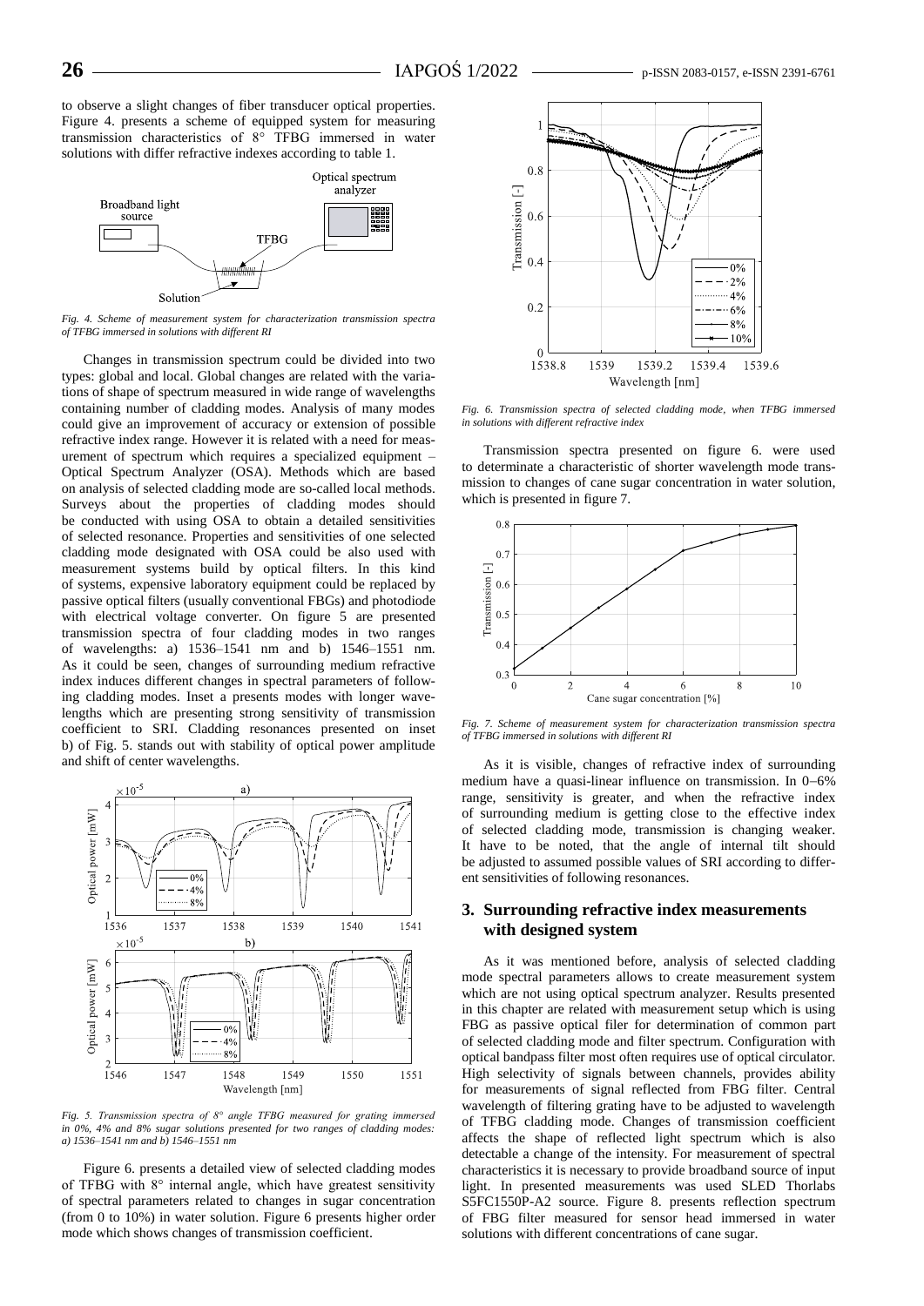to observe a slight changes of fiber transducer optical properties. Figure 4. presents a scheme of equipped system for measuring transmission characteristics of 8° TFBG immersed in water solutions with differ refractive indexes according to table 1.

Broadband light source

Optical spectrum analyzer

TFBG

Solution

*Fig. 4. Scheme of measurement system for characterization transmission spectra of TFBG immersed in solutions with different RI*

Changes in transmission spectrum could be divided into two types: global and local. Global changes are related with the variations of shape of spectrum measured in wide range of wavelengths containing number of cladding modes. Analysis of many modes could give an improvement of accuracy or extension of possible refractive index range. However it is related with a need for measurement of spectrum which requires a specialized equipment – Optical Spectrum Analyzer (OSA). Methods which are based on analysis of selected cladding mode are so-called local methods. Surveys about the properties of cladding modes should be conducted with using OSA to obtain a detailed sensitivities of selected resonance. Properties and sensitivities of one selected cladding mode designated with OSA could be also used with measurement systems build by optical filters. In this kind of systems, expensive laboratory equipment could be replaced by passive optical filters (usually conventional FBGs) and photodiode with electrical voltage converter. On figure 5 are presented transmission spectra of four cladding modes in two ranges of wavelengths: a) 1536–1541 nm and b) 1546–1551 nm. As it could be seen, changes of surrounding medium refractive index induces different changes in spectral parameters of following cladding modes. Inset a presents modes with longer wavelengths which are presenting strong sensitivity of transmission coefficient to SRI. Cladding resonances presented on inset b) of Fig. 5. stands out with stability of optical power amplitude and shift of center wavelengths.

a)

$\times 10^{-5}$

Optical power [mW]

0%
4%
8%

1536 1537 1538 1539 1540 1541

b)

$\times 10^{-5}$

Optical power [mW]

0%
4%
8%

1546 1547 1548 1549 1550 1551

Wavelength [nm]

*Fig. 5. Transmission spectra of 8° angle TFBG measured for grating immersed in 0%, 4% and 8% sugar solutions presented for two ranges of cladding modes: a) 1536–1541 nm and b) 1546–1551 nm*

Figure 6. presents a detailed view of selected cladding modes of TFBG with 8° internal angle, which have greatest sensitivity of spectral parameters related to changes in sugar concentration (from 0 to 10%) in water solution. Figure 6 presents higher order mode which shows changes of transmission coefficient.

Transmission [-]

0%
2%
4%
6%
8%
10%

1538.8 1539 1539.2 1539.4 1539.6

Wavelength [nm]

*Fig. 6. Transmission spectra of selected cladding mode, when TFBG immersed in solutions with different refractive index*

Transmission spectra presented on figure 6. were used to determinate a characteristic of shorter wavelength mode transmission to changes of cane sugar concentration in water solution, which is presented in figure 7.

Transmission [-]

Cane sugar concentration [%]

*Fig. 7. Scheme of measurement system for characterization transmission spectra of TFBG immersed in solutions with different RI*

As it is visible, changes of refractive index of surrounding medium have a quasi-linear influence on transmission. In 0–6% range, sensitivity is greater, and when the refractive index of surrounding medium is getting close to the effective index of selected cladding mode, transmission is changing weaker. It have to be noted, that the angle of internal tilt should be adjusted to assumed possible values of SRI according to different sensitivities of following resonances.

## 3. Surrounding refractive index measurements with designed system

As it was mentioned before, analysis of selected cladding mode spectral parameters allows to create measurement system which are not using optical spectrum analyzer. Results presented in this chapter are related with measurement setup which is using FBG as passive optical filer for determination of common part of selected cladding mode and filter spectrum. Configuration with optical bandpass filter most often requires use of optical circulator. High selectivity of signals between channels, provides ability for measurements of signal reflected from FBG filter. Central wavelength of filtering grating have to be adjusted to wavelength of TFBG cladding mode. Changes of transmission coefficient affects the shape of reflected light spectrum which is also detectable a change of the intensity. For measurement of spectral characteristics it is necessary to provide broadband source of input light. In presented measurements was used SLED Thorlabs S5FC1550P-A2 source. Figure 8. presents reflection spectrum of FBG filter measured for sensor head immersed in water solutions with different concentrations of cane sugar.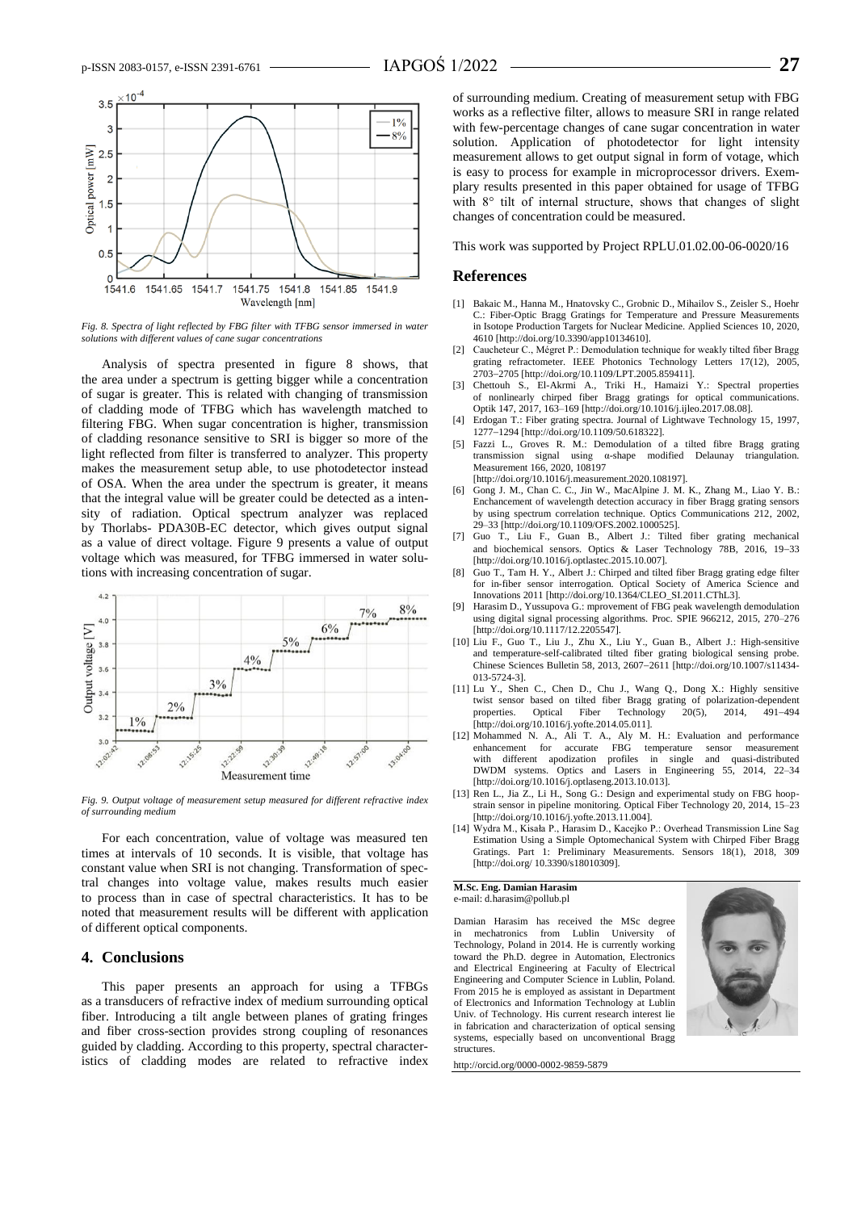$\times 10^{-4}$

3.5

3

2.5

2

1.5

1

0.5

0

Optical power [mW]

1%

8%

1541.6 1541.65 1541.7 1541.75 1541.8 1541.85 1541.9

Wavelength [nm]

*Fig. 8. Spectra of light reflected by FBG filter with TFBG sensor immersed in water solutions with different values of cane sugar concentrations*

Analysis of spectra presented in figure 8 shows, that the area under a spectrum is getting bigger while a concentration of sugar is greater. This is related with changing of transmission of cladding mode of TFBG which has wavelength matched to filtering FBG. When sugar concentration is higher, transmission of cladding resonance sensitive to SRI is bigger so more of the light reflected from filter is transferred to analyzer. This property makes the measurement setup able, to use photodetector instead of OSA. When the area under the spectrum is greater, it means that the integral value will be greater could be detected as a intensity of radiation. Optical spectrum analyzer was replaced by Thorlabs- PDA30B-EC detector, which gives output signal as a value of direct voltage. Figure 9 presents a value of output voltage which was measured, for TFBG immersed in water solutions with increasing concentration of sugar.

4.2

4.0

3.8

3.6

3.4

3.2

3.0

Output voltage [V]

1%

2%

3%

4%

5%

6%

7%

8%

12:02:42 12:08:53 12:15:25 12:22:59 12:30:39 12:49:18 12:57:00 13:04:00

Measurement time

*Fig. 9. Output voltage of measurement setup measured for different refractive index of surrounding medium*

For each concentration, value of voltage was measured ten times at intervals of 10 seconds. It is visible, that voltage has constant value when SRI is not changing. Transformation of spectral changes into voltage value, makes results much easier to process than in case of spectral characteristics. It has to be noted that measurement results will be different with application of different optical components.

## 4. Conclusions

This paper presents an approach for using a TFBGs as a transducers of refractive index of medium surrounding optical fiber. Introducing a tilt angle between planes of grating fringes and fiber cross-section provides strong coupling of resonances guided by cladding. According to this property, spectral characteristics of cladding modes are related to refractive index of surrounding medium. Creating of measurement setup with FBG works as a reflective filter, allows to measure SRI in range related with few-percentage changes of cane sugar concentration in water solution. Application of photodetector for light intensity measurement allows to get output signal in form of votage, which is easy to process for example in microprocessor drivers. Exemplary results presented in this paper obtained for usage of TFBG with 8° tilt of internal structure, shows that changes of slight changes of concentration could be measured.

This work was supported by Project RPLU.01.02.00-06-0020/16

## References

[1] Bakaic M., Hanna M., Hnatovsky C., Grobnic D., Mihailov S., Zeisler S., Hoehr C.: Fiber-Optic Bragg Gratings for Temperature and Pressure Measurements in Isotope Production Targets for Nuclear Medicine. Applied Sciences 10, 2020, 4610 [http://doi.org/10.3390/app10134610].

[2] Caucheteur C., Mégret P.: Demodulation technique for weakly tilted fiber Bragg grating refractometer. IEEE Photonics Technology Letters 17(12), 2005, 2703–2705 [http://doi.org/10.1109/LPT.2005.859411].

[3] Chettouh S., El-Akrmi A., Triki H., Hamaizi Y.: Spectral properties of nonlinearly chirped fiber Bragg gratings for optical communications. Optik 147, 2017, 163–169 [http://doi.org/10.1016/j.ijleo.2017.08.08].

[4] Erdogan T.: Fiber grating spectra. Journal of Lightwave Technology 15, 1997, 1277–1294 [http://doi.org/10.1109/50.618322].

[5] Fazzi L., Groves R. M.: Demodulation of a tilted fibre Bragg grating transmission signal using α-shape modified Delaunay triangulation. Measurement 166, 2020, 108197 [http://doi.org/10.1016/j.measurement.2020.108197].

[6] Gong J. M., Chan C. C., Jin W., MacAlpine J. M. K., Zhang M., Liao Y. B.: Enchancement of wavelength detection accuracy in fiber Bragg grating sensors by using spectrum correlation technique. Optics Communications 212, 2002, 29–33 [http://doi.org/10.1109/OFS.2002.1000525].

[7] Guo T., Liu F., Guan B., Albert J.: Tilted fiber grating mechanical and biochemical sensors. Optics & Laser Technology 78B, 2016, 19–33 [http://doi.org/10.1016/j.optlastec.2015.10.007].

[8] Guo T., Tam H. Y., Albert J.: Chirped and tilted fiber Bragg grating edge filter for in-fiber sensor interrogation. Optical Society of America Science and Innovations 2011 [http://doi.org/10.1364/CLEO_SI.2011.CThL3].

[9] Harasim D., Yussupova G.: mprovement of FBG peak wavelength demodulation using digital signal processing algorithms. Proc. SPIE 966212, 2015, 270–276 [http://doi.org/10.1117/12.2205547].

[10] Liu F., Guo T., Liu J., Zhu X., Liu Y., Guan B., Albert J.: High-sensitive and temperature-self-calibrated tilted fiber grating biological sensing probe. Chinese Sciences Bulletin 58, 2013, 2607–2611 [http://doi.org/10.1007/s11434-013-5724-3].

[11] Lu Y., Shen C., Chen D., Chu J., Wang Q., Dong X.: Highly sensitive twist sensor based on tilted fiber Bragg grating of polarization-dependent properties. Optical Fiber Technology 20(5), 2014, 491–494 [http://doi.org/10.1016/j.yofte.2014.05.011].

[12] Mohammed N. A., Ali T. A., Aly M. H.: Evaluation and performance enhancement for accurate FBG temperature sensor measurement with different apodization profiles in single and quasi-distributed DWDM systems. Optics and Lasers in Engineering 55, 2014, 22–34 [http://doi.org/10.1016/j.optlaseng.2013.10.013].

[13] Ren L., Jia Z., Li H., Song G.: Design and experimental study on FBG hoop-strain sensor in pipeline monitoring. Optical Fiber Technology 20, 2014, 15–23 [http://doi.org/10.1016/j.yofte.2013.11.004].

[14] Wydra M., Kisała P., Harasim D., Kacejko P.: Overhead Transmission Line Sag Estimation Using a Simple Optomechanical System with Chirped Fiber Bragg Gratings. Part 1: Preliminary Measurements. Sensors 18(1), 2018, 309 [http://doi.org/ 10.3390/s18010309].

**M.Sc. Eng. Damian Harasim**
e-mail: d.harasim@pollub.pl

Damian Harasim has received the MSc degree in mechatronics from Lublin University of Technology, Poland in 2014. He is currently working toward the Ph.D. degree in Automation, Electronics and Electrical Engineering at Faculty of Electrical Engineering and Computer Science in Lublin, Poland. From 2015 he is employed as assistant in Department of Electronics and Information Technology at Lublin Univ. of Technology. His current research interest lie in fabrication and characterization of optical sensing systems, especially based on unconventional Bragg structures.

http://orcid.org/0000-0002-9859-5879